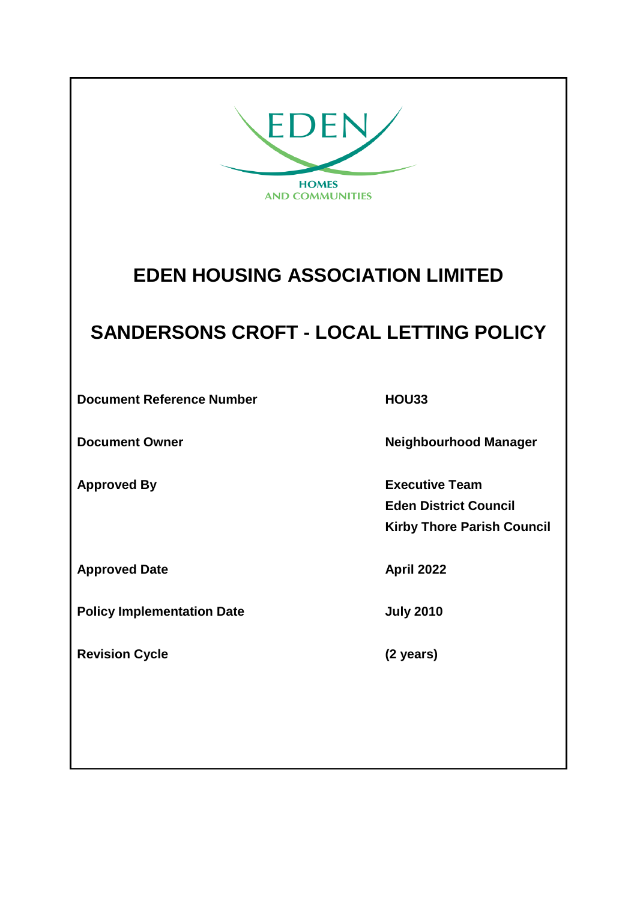EDEN

HOMES
AND COMMUNITIES

# EDEN HOUSING ASSOCIATION LIMITED

# SANDERSONS CROFT - LOCAL LETTING POLICY

| | |
|---|---|
| **Document Reference Number** | **HOU33** |
| **Document Owner** | **Neighbourhood Manager** |
| **Approved By** | **Executive Team**<br>**Eden District Council**<br>**Kirby Thore Parish Council** |
| **Approved Date** | **April 2022** |
| **Policy Implementation Date** | **July 2010** |
| **Revision Cycle** | **(2 years)** |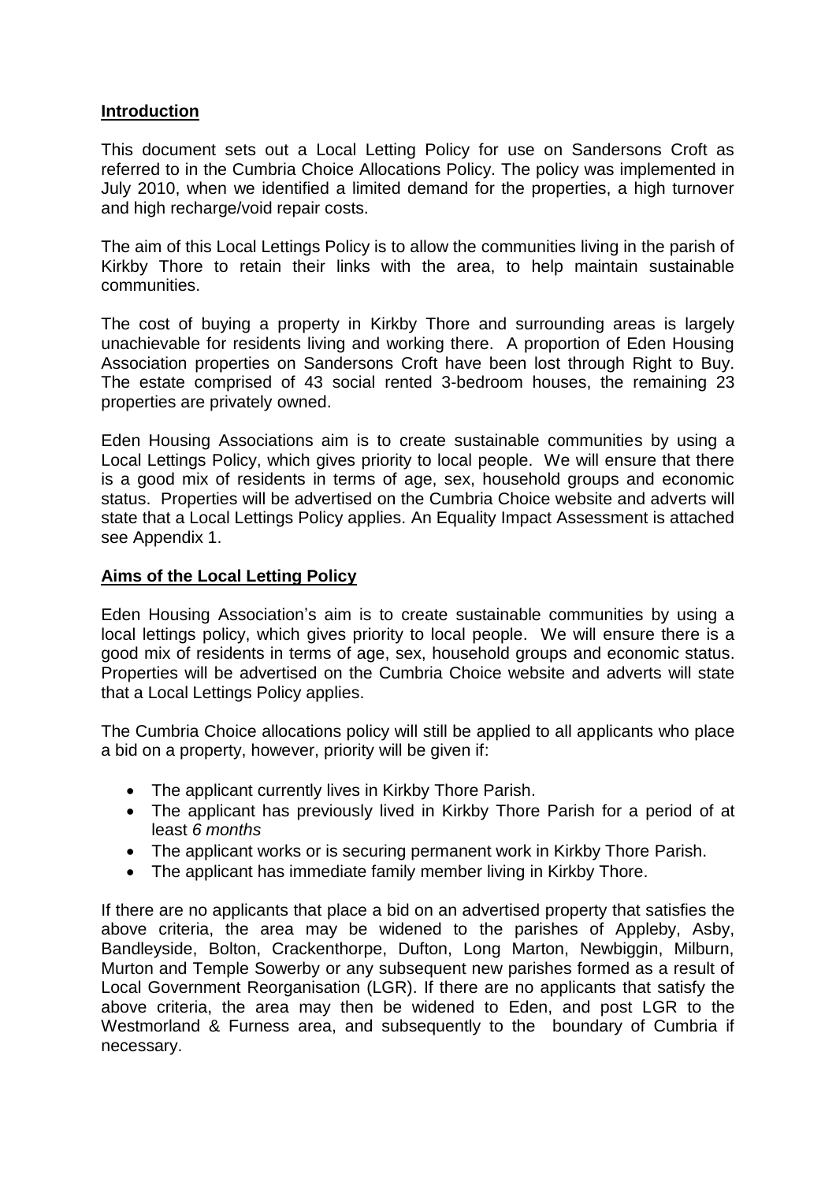## Introduction

This document sets out a Local Letting Policy for use on Sandersons Croft as referred to in the Cumbria Choice Allocations Policy. The policy was implemented in July 2010, when we identified a limited demand for the properties, a high turnover and high recharge/void repair costs.

The aim of this Local Lettings Policy is to allow the communities living in the parish of Kirkby Thore to retain their links with the area, to help maintain sustainable communities.

The cost of buying a property in Kirkby Thore and surrounding areas is largely unachievable for residents living and working there. A proportion of Eden Housing Association properties on Sandersons Croft have been lost through Right to Buy. The estate comprised of 43 social rented 3-bedroom houses, the remaining 23 properties are privately owned.

Eden Housing Associations aim is to create sustainable communities by using a Local Lettings Policy, which gives priority to local people. We will ensure that there is a good mix of residents in terms of age, sex, household groups and economic status. Properties will be advertised on the Cumbria Choice website and adverts will state that a Local Lettings Policy applies. An Equality Impact Assessment is attached see Appendix 1.

## Aims of the Local Letting Policy

Eden Housing Association's aim is to create sustainable communities by using a local lettings policy, which gives priority to local people. We will ensure there is a good mix of residents in terms of age, sex, household groups and economic status. Properties will be advertised on the Cumbria Choice website and adverts will state that a Local Lettings Policy applies.

The Cumbria Choice allocations policy will still be applied to all applicants who place a bid on a property, however, priority will be given if:

- The applicant currently lives in Kirkby Thore Parish.
- The applicant has previously lived in Kirkby Thore Parish for a period of at least *6 months*
- The applicant works or is securing permanent work in Kirkby Thore Parish.
- The applicant has immediate family member living in Kirkby Thore.

If there are no applicants that place a bid on an advertised property that satisfies the above criteria, the area may be widened to the parishes of Appleby, Asby, Bandleyside, Bolton, Crackenthorpe, Dufton, Long Marton, Newbiggin, Milburn, Murton and Temple Sowerby or any subsequent new parishes formed as a result of Local Government Reorganisation (LGR). If there are no applicants that satisfy the above criteria, the area may then be widened to Eden, and post LGR to the Westmorland & Furness area, and subsequently to the boundary of Cumbria if necessary.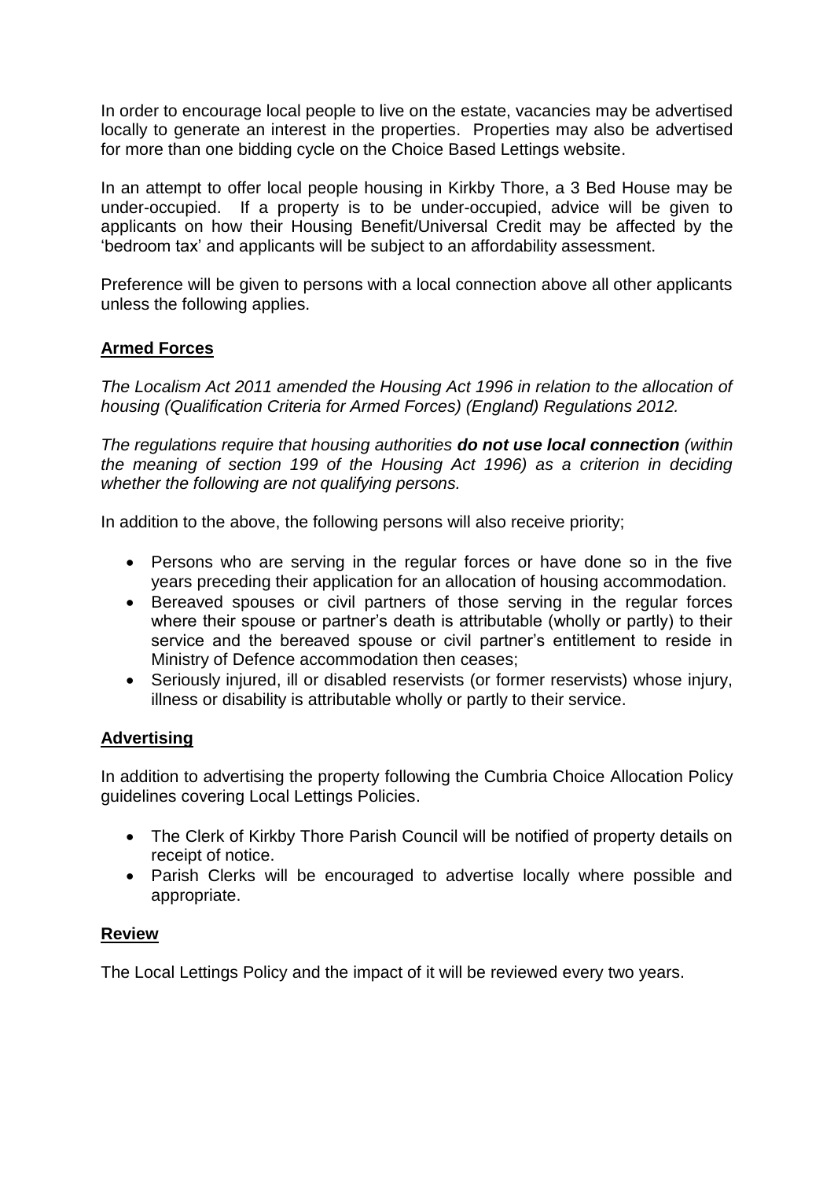In order to encourage local people to live on the estate, vacancies may be advertised locally to generate an interest in the properties. Properties may also be advertised for more than one bidding cycle on the Choice Based Lettings website.

In an attempt to offer local people housing in Kirkby Thore, a 3 Bed House may be under-occupied. If a property is to be under-occupied, advice will be given to applicants on how their Housing Benefit/Universal Credit may be affected by the 'bedroom tax' and applicants will be subject to an affordability assessment.

Preference will be given to persons with a local connection above all other applicants unless the following applies.

## Armed Forces

*The Localism Act 2011 amended the Housing Act 1996 in relation to the allocation of housing (Qualification Criteria for Armed Forces) (England) Regulations 2012.*

*The regulations require that housing authorities **do not use local connection** (within the meaning of section 199 of the Housing Act 1996) as a criterion in deciding whether the following are not qualifying persons.*

In addition to the above, the following persons will also receive priority;

- Persons who are serving in the regular forces or have done so in the five years preceding their application for an allocation of housing accommodation.
- Bereaved spouses or civil partners of those serving in the regular forces where their spouse or partner's death is attributable (wholly or partly) to their service and the bereaved spouse or civil partner's entitlement to reside in Ministry of Defence accommodation then ceases;
- Seriously injured, ill or disabled reservists (or former reservists) whose injury, illness or disability is attributable wholly or partly to their service.

## Advertising

In addition to advertising the property following the Cumbria Choice Allocation Policy guidelines covering Local Lettings Policies.

- The Clerk of Kirkby Thore Parish Council will be notified of property details on receipt of notice.
- Parish Clerks will be encouraged to advertise locally where possible and appropriate.

## Review

The Local Lettings Policy and the impact of it will be reviewed every two years.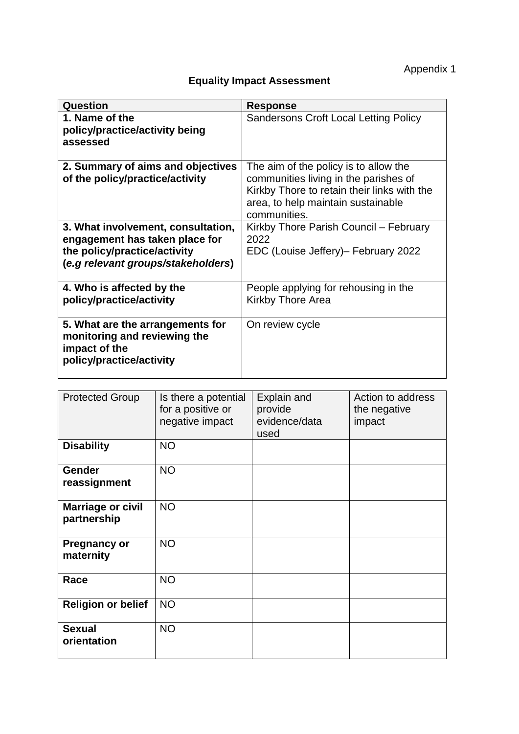Appendix 1

**Equality Impact Assessment**

| **Question** | **Response** |
|---|---|
| **1. Name of the policy/practice/activity being assessed** | Sandersons Croft Local Letting Policy |
| **2. Summary of aims and objectives of the policy/practice/activity** | The aim of the policy is to allow the communities living in the parishes of Kirkby Thore to retain their links with the area, to help maintain sustainable communities. |
| **3. What involvement, consultation, engagement has taken place for the policy/practice/activity (*e.g relevant groups/stakeholders*)** | Kirkby Thore Parish Council – February 2022<br>EDC (Louise Jeffery)– February 2022 |
| **4. Who is affected by the policy/practice/activity** | People applying for rehousing in the Kirkby Thore Area |
| **5. What are the arrangements for monitoring and reviewing the impact of the policy/practice/activity** | On review cycle |

| Protected Group | Is there a potential for a positive or negative impact | Explain and provide evidence/data used | Action to address the negative impact |
|---|---|---|---|
| **Disability** | NO | | |
| **Gender reassignment** | NO | | |
| **Marriage or civil partnership** | NO | | |
| **Pregnancy or maternity** | NO | | |
| **Race** | NO | | |
| **Religion or belief** | NO | | |
| **Sexual orientation** | NO | | |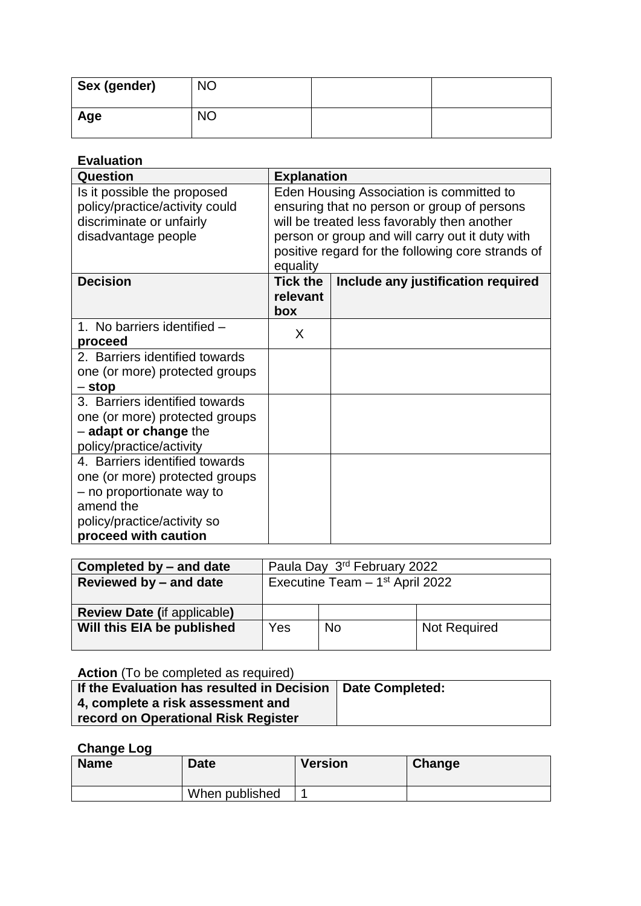| | | | |
|---|---|---|---|
| **Sex (gender)** | NO | | |
| **Age** | NO | | |

**Evaluation**

| **Question** | **Explanation** | |
|---|---|---|
| Is it possible the proposed policy/practice/activity could discriminate or unfairly disadvantage people | Eden Housing Association is committed to ensuring that no person or group of persons will be treated less favorably then another person or group and will carry out it duty with positive regard for the following core strands of equality | |
| **Decision** | **Tick the relevant box** | **Include any justification required** |
| 1. No barriers identified – **proceed** | X | |
| 2. Barriers identified towards one (or more) protected groups – **stop** | | |
| 3. Barriers identified towards one (or more) protected groups – **adapt or change** the policy/practice/activity | | |
| 4. Barriers identified towards one (or more) protected groups – no proportionate way to amend the policy/practice/activity so **proceed with caution** | | |

| | | | |
|---|---|---|---|
| **Completed by – and date** | Paula Day 3rd February 2022 | | |
| **Reviewed by – and date** | Executive Team – 1st April 2022 | | |
| **Review Date (**if applicable**)** | | | |
| **Will this EIA be published** | Yes | No | Not Required |

**Action** (To be completed as required)

| | |
|---|---|
| **If the Evaluation has resulted in Decision 4, complete a risk assessment and record on Operational Risk Register** | **Date Completed:** |

**Change Log**

| **Name** | **Date** | **Version** | **Change** |
|---|---|---|---|
| | When published | 1 | |